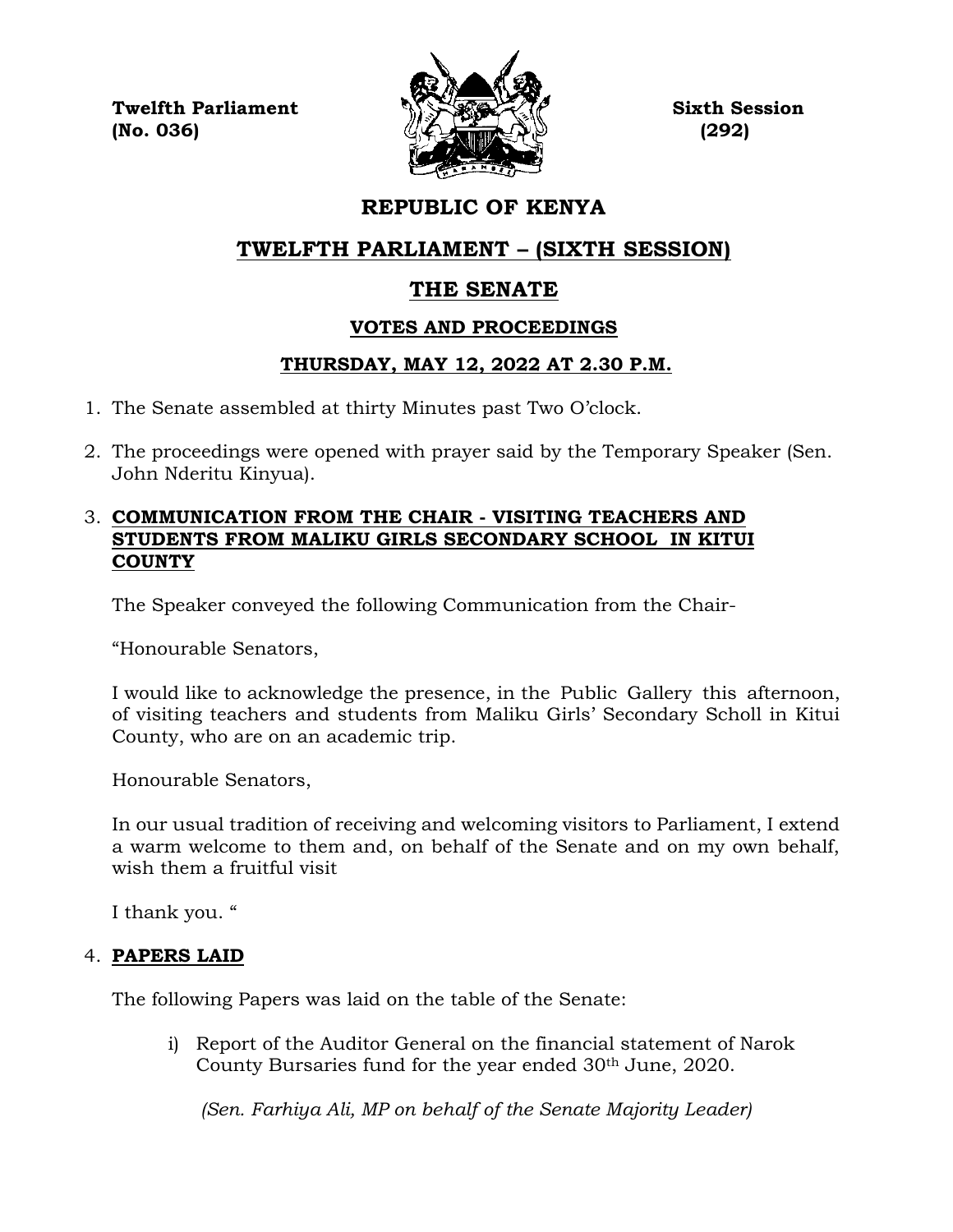**Twelfth Parliament** **Sixth Session**
**(No. 036)** **(292)**

# REPUBLIC OF KENYA

## TWELFTH PARLIAMENT – (SIXTH SESSION)

## THE SENATE

### VOTES AND PROCEEDINGS

### THURSDAY, MAY 12, 2022 AT 2.30 P.M.

1. The Senate assembled at thirty Minutes past Two O'clock.

2. The proceedings were opened with prayer said by the Temporary Speaker (Sen. John Nderitu Kinyua).

3. **COMMUNICATION FROM THE CHAIR - VISITING TEACHERS AND STUDENTS FROM MALIKU GIRLS SECONDARY SCHOOL IN KITUI COUNTY**

   The Speaker conveyed the following Communication from the Chair-

   "Honourable Senators,

   I would like to acknowledge the presence, in the Public Gallery this afternoon, of visiting teachers and students from Maliku Girls' Secondary Scholl in Kitui County, who are on an academic trip.

   Honourable Senators,

   In our usual tradition of receiving and welcoming visitors to Parliament, I extend a warm welcome to them and, on behalf of the Senate and on my own behalf, wish them a fruitful visit

   I thank you. "

4. **PAPERS LAID**

   The following Papers was laid on the table of the Senate:

   i) Report of the Auditor General on the financial statement of Narok County Bursaries fund for the year ended 30th June, 2020.

   *(Sen. Farhiya Ali, MP on behalf of the Senate Majority Leader)*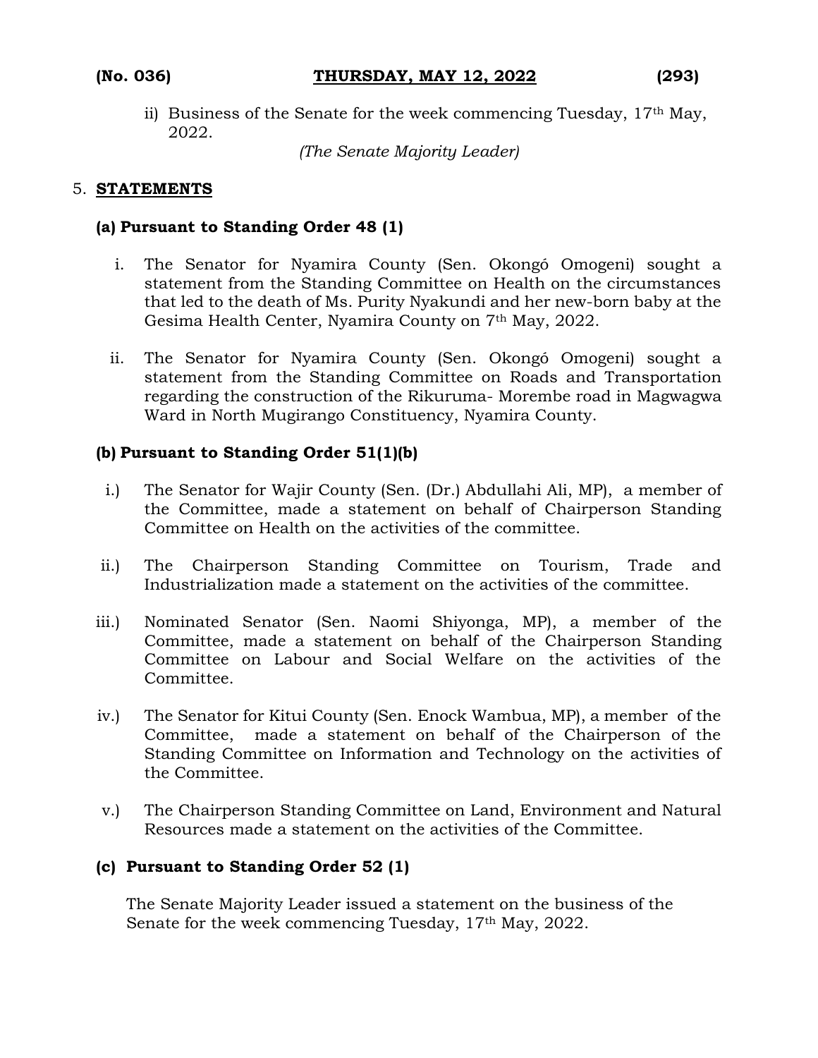ii) Business of the Senate for the week commencing Tuesday, 17th May, 2022.

*(The Senate Majority Leader)*

5. **STATEMENTS**

**(a) Pursuant to Standing Order 48 (1)**

i. The Senator for Nyamira County (Sen. Okongó Omogeni) sought a statement from the Standing Committee on Health on the circumstances that led to the death of Ms. Purity Nyakundi and her new-born baby at the Gesima Health Center, Nyamira County on 7th May, 2022.

ii. The Senator for Nyamira County (Sen. Okongó Omogeni) sought a statement from the Standing Committee on Roads and Transportation regarding the construction of the Rikuruma- Morembe road in Magwagwa Ward in North Mugirango Constituency, Nyamira County.

**(b) Pursuant to Standing Order 51(1)(b)**

i.) The Senator for Wajir County (Sen. (Dr.) Abdullahi Ali, MP), a member of the Committee, made a statement on behalf of Chairperson Standing Committee on Health on the activities of the committee.

ii.) The Chairperson Standing Committee on Tourism, Trade and Industrialization made a statement on the activities of the committee.

iii.) Nominated Senator (Sen. Naomi Shiyonga, MP), a member of the Committee, made a statement on behalf of the Chairperson Standing Committee on Labour and Social Welfare on the activities of the Committee.

iv.) The Senator for Kitui County (Sen. Enock Wambua, MP), a member of the Committee, made a statement on behalf of the Chairperson of the Standing Committee on Information and Technology on the activities of the Committee.

v.) The Chairperson Standing Committee on Land, Environment and Natural Resources made a statement on the activities of the Committee.

**(c) Pursuant to Standing Order 52 (1)**

The Senate Majority Leader issued a statement on the business of the Senate for the week commencing Tuesday, 17th May, 2022.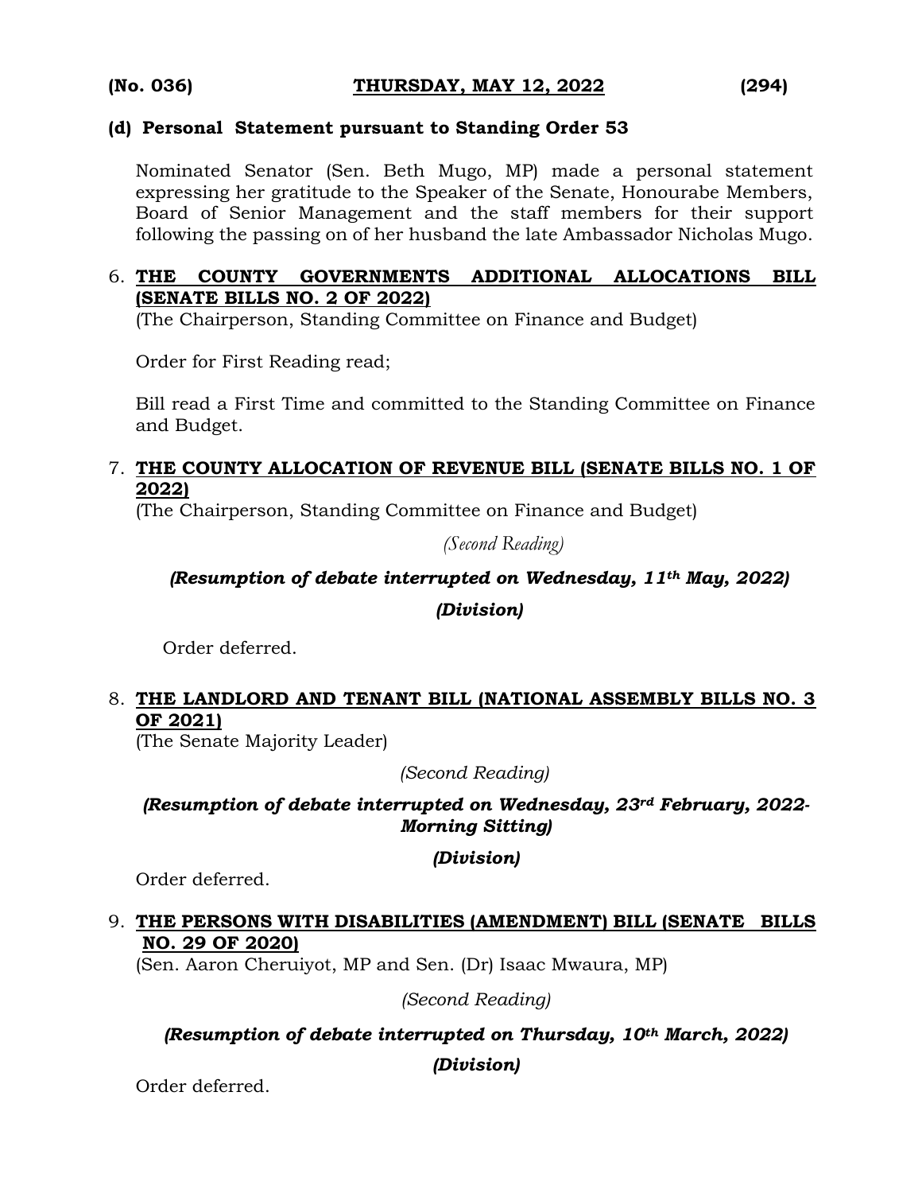**(No. 036) THURSDAY, MAY 12, 2022 (294)**

**(d) Personal Statement pursuant to Standing Order 53**

Nominated Senator (Sen. Beth Mugo, MP) made a personal statement expressing her gratitude to the Speaker of the Senate, Honourabe Members, Board of Senior Management and the staff members for their support following the passing on of her husband the late Ambassador Nicholas Mugo.

6. **THE COUNTY GOVERNMENTS ADDITIONAL ALLOCATIONS BILL (SENATE BILLS NO. 2 OF 2022)**
(The Chairperson, Standing Committee on Finance and Budget)

Order for First Reading read;

Bill read a First Time and committed to the Standing Committee on Finance and Budget.

7. **THE COUNTY ALLOCATION OF REVENUE BILL (SENATE BILLS NO. 1 OF 2022)**
(The Chairperson, Standing Committee on Finance and Budget)

*(Second Reading)*

***(Resumption of debate interrupted on Wednesday, 11th May, 2022)***

***(Division)***

Order deferred.

8. **THE LANDLORD AND TENANT BILL (NATIONAL ASSEMBLY BILLS NO. 3 OF 2021)**
(The Senate Majority Leader)

*(Second Reading)*

***(Resumption of debate interrupted on Wednesday, 23rd February, 2022-Morning Sitting)***

***(Division)***

Order deferred.

9. **THE PERSONS WITH DISABILITIES (AMENDMENT) BILL (SENATE BILLS NO. 29 OF 2020)**
(Sen. Aaron Cheruiyot, MP and Sen. (Dr) Isaac Mwaura, MP)

*(Second Reading)*

***(Resumption of debate interrupted on Thursday, 10th March, 2022)***

***(Division)***

Order deferred.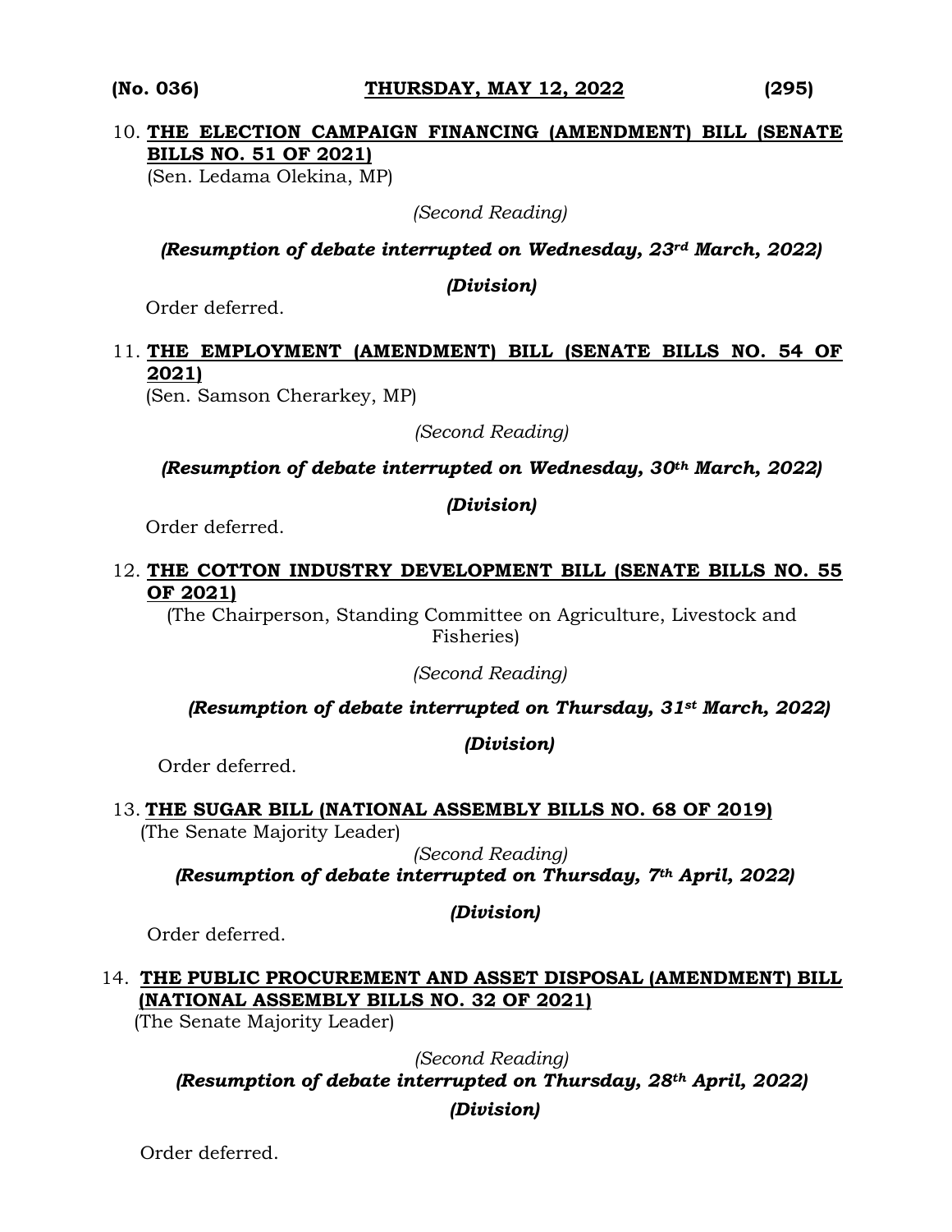10. **THE ELECTION CAMPAIGN FINANCING (AMENDMENT) BILL (SENATE BILLS NO. 51 OF 2021)**
(Sen. Ledama Olekina, MP)

*(Second Reading)*

***(Resumption of debate interrupted on Wednesday, 23rd March, 2022)***

***(Division)***

Order deferred.

11. **THE EMPLOYMENT (AMENDMENT) BILL (SENATE BILLS NO. 54 OF 2021)**
(Sen. Samson Cherarkey, MP)

*(Second Reading)*

***(Resumption of debate interrupted on Wednesday, 30th March, 2022)***

***(Division)***

Order deferred.

12. **THE COTTON INDUSTRY DEVELOPMENT BILL (SENATE BILLS NO. 55 OF 2021)**
(The Chairperson, Standing Committee on Agriculture, Livestock and Fisheries)

*(Second Reading)*

***(Resumption of debate interrupted on Thursday, 31st March, 2022)***

***(Division)***

Order deferred.

13. **THE SUGAR BILL (NATIONAL ASSEMBLY BILLS NO. 68 OF 2019)**
(The Senate Majority Leader)

*(Second Reading)*

***(Resumption of debate interrupted on Thursday, 7th April, 2022)***

***(Division)***

Order deferred.

14. **THE PUBLIC PROCUREMENT AND ASSET DISPOSAL (AMENDMENT) BILL (NATIONAL ASSEMBLY BILLS NO. 32 OF 2021)**
(The Senate Majority Leader)

*(Second Reading)*

***(Resumption of debate interrupted on Thursday, 28th April, 2022)***

***(Division)***

Order deferred.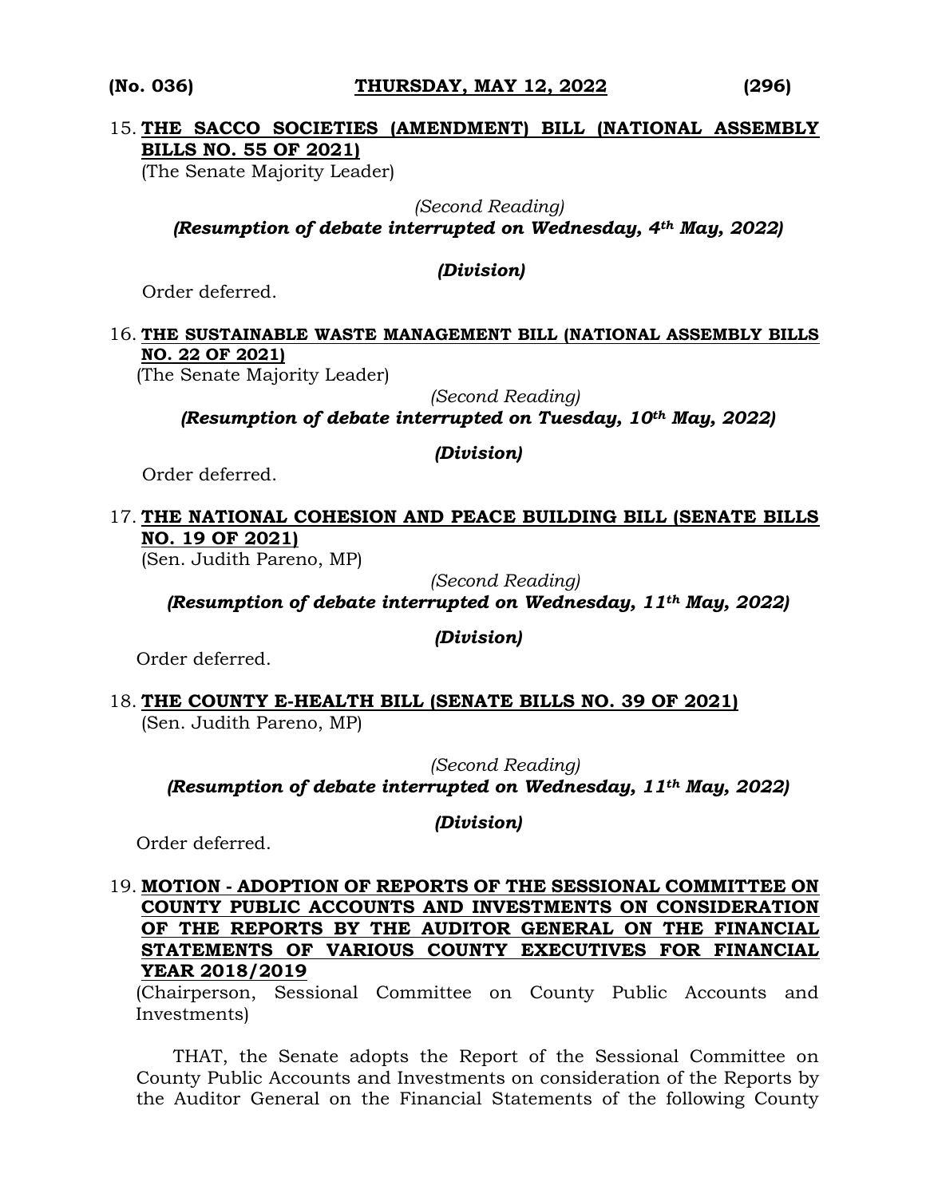15. **THE SACCO SOCIETIES (AMENDMENT) BILL (NATIONAL ASSEMBLY BILLS NO. 55 OF 2021)**
(The Senate Majority Leader)

*(Second Reading)*
***(Resumption of debate interrupted on Wednesday, 4th May, 2022)***

***(Division)***

Order deferred.

16. **THE SUSTAINABLE WASTE MANAGEMENT BILL (NATIONAL ASSEMBLY BILLS NO. 22 OF 2021)**
(The Senate Majority Leader)

*(Second Reading)*
***(Resumption of debate interrupted on Tuesday, 10th May, 2022)***

***(Division)***

Order deferred.

17. **THE NATIONAL COHESION AND PEACE BUILDING BILL (SENATE BILLS NO. 19 OF 2021)**
(Sen. Judith Pareno, MP)

*(Second Reading)*
***(Resumption of debate interrupted on Wednesday, 11th May, 2022)***

***(Division)***

Order deferred.

18. **THE COUNTY E-HEALTH BILL (SENATE BILLS NO. 39 OF 2021)**
(Sen. Judith Pareno, MP)

*(Second Reading)*
***(Resumption of debate interrupted on Wednesday, 11th May, 2022)***

***(Division)***

Order deferred.

19. **MOTION - ADOPTION OF REPORTS OF THE SESSIONAL COMMITTEE ON COUNTY PUBLIC ACCOUNTS AND INVESTMENTS ON CONSIDERATION OF THE REPORTS BY THE AUDITOR GENERAL ON THE FINANCIAL STATEMENTS OF VARIOUS COUNTY EXECUTIVES FOR FINANCIAL YEAR 2018/2019**
(Chairperson, Sessional Committee on County Public Accounts and Investments)

THAT, the Senate adopts the Report of the Sessional Committee on County Public Accounts and Investments on consideration of the Reports by the Auditor General on the Financial Statements of the following County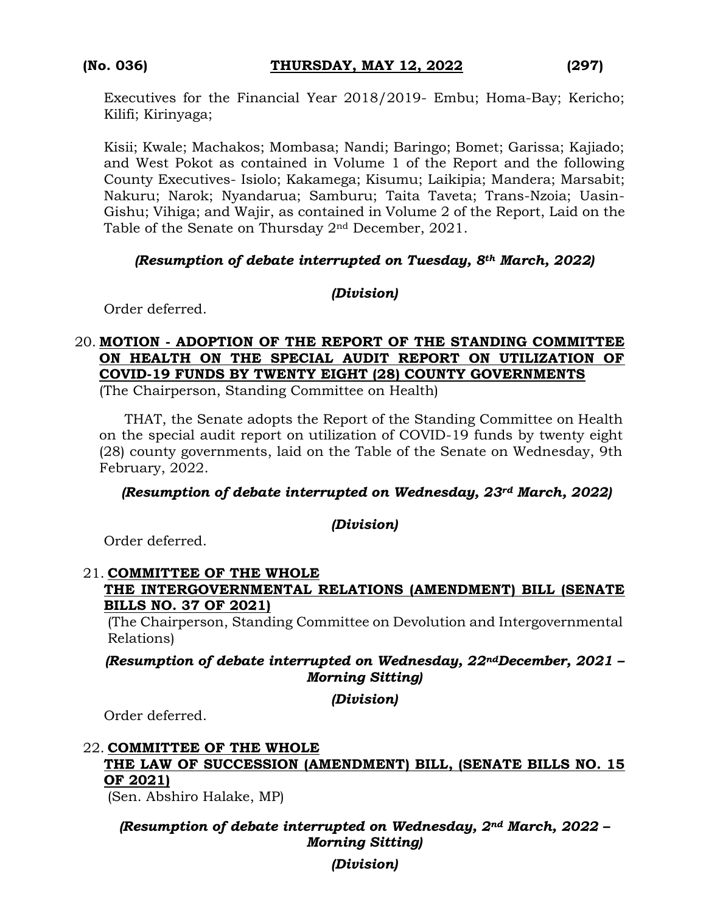Executives for the Financial Year 2018/2019- Embu; Homa-Bay; Kericho; Kilifi; Kirinyaga;

Kisii; Kwale; Machakos; Mombasa; Nandi; Baringo; Bomet; Garissa; Kajiado; and West Pokot as contained in Volume 1 of the Report and the following County Executives- Isiolo; Kakamega; Kisumu; Laikipia; Mandera; Marsabit; Nakuru; Narok; Nyandarua; Samburu; Taita Taveta; Trans-Nzoia; Uasin-Gishu; Vihiga; and Wajir, as contained in Volume 2 of the Report, Laid on the Table of the Senate on Thursday 2nd December, 2021.

***(Resumption of debate interrupted on Tuesday, 8th March, 2022)***

***(Division)***

Order deferred.

20. **MOTION - ADOPTION OF THE REPORT OF THE STANDING COMMITTEE ON HEALTH ON THE SPECIAL AUDIT REPORT ON UTILIZATION OF COVID-19 FUNDS BY TWENTY EIGHT (28) COUNTY GOVERNMENTS**
(The Chairperson, Standing Committee on Health)

THAT, the Senate adopts the Report of the Standing Committee on Health on the special audit report on utilization of COVID-19 funds by twenty eight (28) county governments, laid on the Table of the Senate on Wednesday, 9th February, 2022.

***(Resumption of debate interrupted on Wednesday, 23rd March, 2022)***

***(Division)***

Order deferred.

21. **COMMITTEE OF THE WHOLE**
**THE INTERGOVERNMENTAL RELATIONS (AMENDMENT) BILL (SENATE BILLS NO. 37 OF 2021)**
(The Chairperson, Standing Committee on Devolution and Intergovernmental Relations)

***(Resumption of debate interrupted on Wednesday, 22nd December, 2021 – Morning Sitting)***

***(Division)***

Order deferred.

22. **COMMITTEE OF THE WHOLE**
**THE LAW OF SUCCESSION (AMENDMENT) BILL, (SENATE BILLS NO. 15 OF 2021)**
(Sen. Abshiro Halake, MP)

***(Resumption of debate interrupted on Wednesday, 2nd March, 2022 – Morning Sitting)***

***(Division)***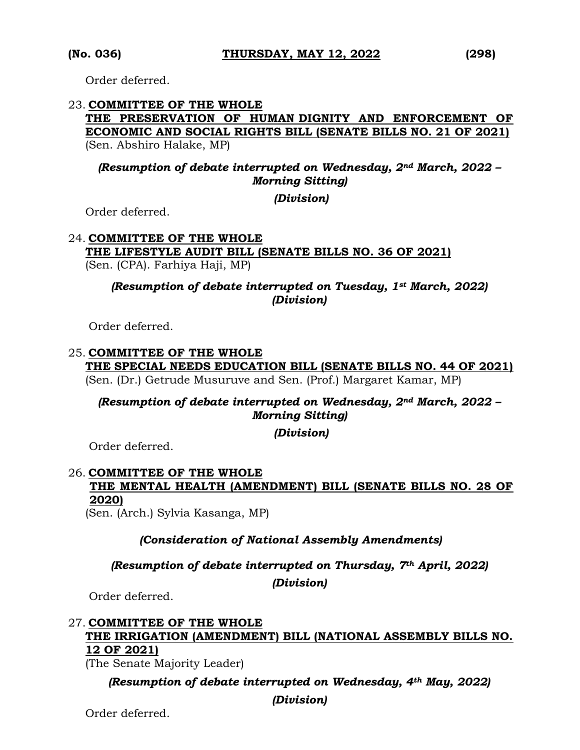Order deferred.

23. **COMMITTEE OF THE WHOLE**
**THE PRESERVATION OF HUMAN DIGNITY AND ENFORCEMENT OF ECONOMIC AND SOCIAL RIGHTS BILL (SENATE BILLS NO. 21 OF 2021)**
(Sen. Abshiro Halake, MP)

***(Resumption of debate interrupted on Wednesday, 2nd March, 2022 – Morning Sitting)***

***(Division)***

Order deferred.

24. **COMMITTEE OF THE WHOLE**
**THE LIFESTYLE AUDIT BILL (SENATE BILLS NO. 36 OF 2021)**
(Sen. (CPA). Farhiya Haji, MP)

***(Resumption of debate interrupted on Tuesday, 1st March, 2022)***
***(Division)***

Order deferred.

25. **COMMITTEE OF THE WHOLE**
**THE SPECIAL NEEDS EDUCATION BILL (SENATE BILLS NO. 44 OF 2021)**
(Sen. (Dr.) Getrude Musuruve and Sen. (Prof.) Margaret Kamar, MP)

***(Resumption of debate interrupted on Wednesday, 2nd March, 2022 – Morning Sitting)***

***(Division)***

Order deferred.

26. **COMMITTEE OF THE WHOLE**
**THE MENTAL HEALTH (AMENDMENT) BILL (SENATE BILLS NO. 28 OF 2020)**
(Sen. (Arch.) Sylvia Kasanga, MP)

***(Consideration of National Assembly Amendments)***

***(Resumption of debate interrupted on Thursday, 7th April, 2022)***

***(Division)***

Order deferred.

27. **COMMITTEE OF THE WHOLE**
**THE IRRIGATION (AMENDMENT) BILL (NATIONAL ASSEMBLY BILLS NO. 12 OF 2021)**
(The Senate Majority Leader)

***(Resumption of debate interrupted on Wednesday, 4th May, 2022)***

***(Division)***

Order deferred.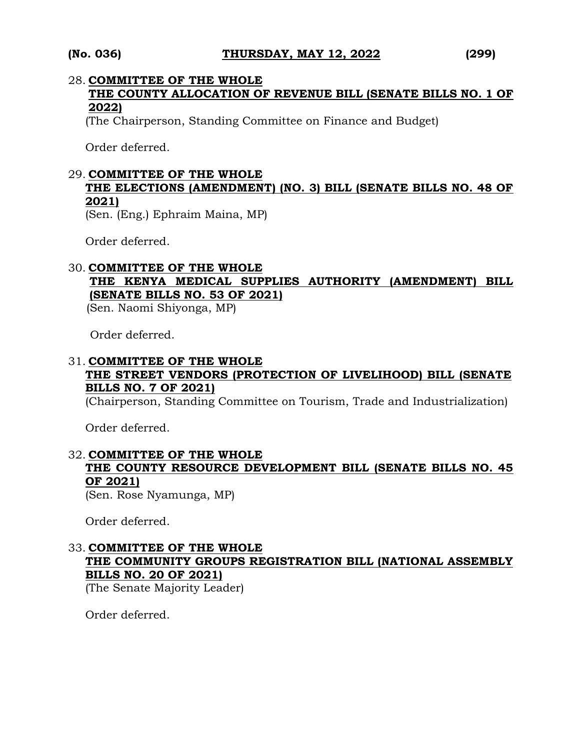28. **COMMITTEE OF THE WHOLE**
    **THE COUNTY ALLOCATION OF REVENUE BILL (SENATE BILLS NO. 1 OF 2022)**
    (The Chairperson, Standing Committee on Finance and Budget)

    Order deferred.

29. **COMMITTEE OF THE WHOLE**
    **THE ELECTIONS (AMENDMENT) (NO. 3) BILL (SENATE BILLS NO. 48 OF 2021)**
    (Sen. (Eng.) Ephraim Maina, MP)

    Order deferred.

30. **COMMITTEE OF THE WHOLE**
    **THE KENYA MEDICAL SUPPLIES AUTHORITY (AMENDMENT) BILL (SENATE BILLS NO. 53 OF 2021)**
    (Sen. Naomi Shiyonga, MP)

    Order deferred.

31. **COMMITTEE OF THE WHOLE**
    **THE STREET VENDORS (PROTECTION OF LIVELIHOOD) BILL (SENATE BILLS NO. 7 OF 2021)**
    (Chairperson, Standing Committee on Tourism, Trade and Industrialization)

    Order deferred.

32. **COMMITTEE OF THE WHOLE**
    **THE COUNTY RESOURCE DEVELOPMENT BILL (SENATE BILLS NO. 45 OF 2021)**
    (Sen. Rose Nyamunga, MP)

    Order deferred.

33. **COMMITTEE OF THE WHOLE**
    **THE COMMUNITY GROUPS REGISTRATION BILL (NATIONAL ASSEMBLY BILLS NO. 20 OF 2021)**
    (The Senate Majority Leader)

    Order deferred.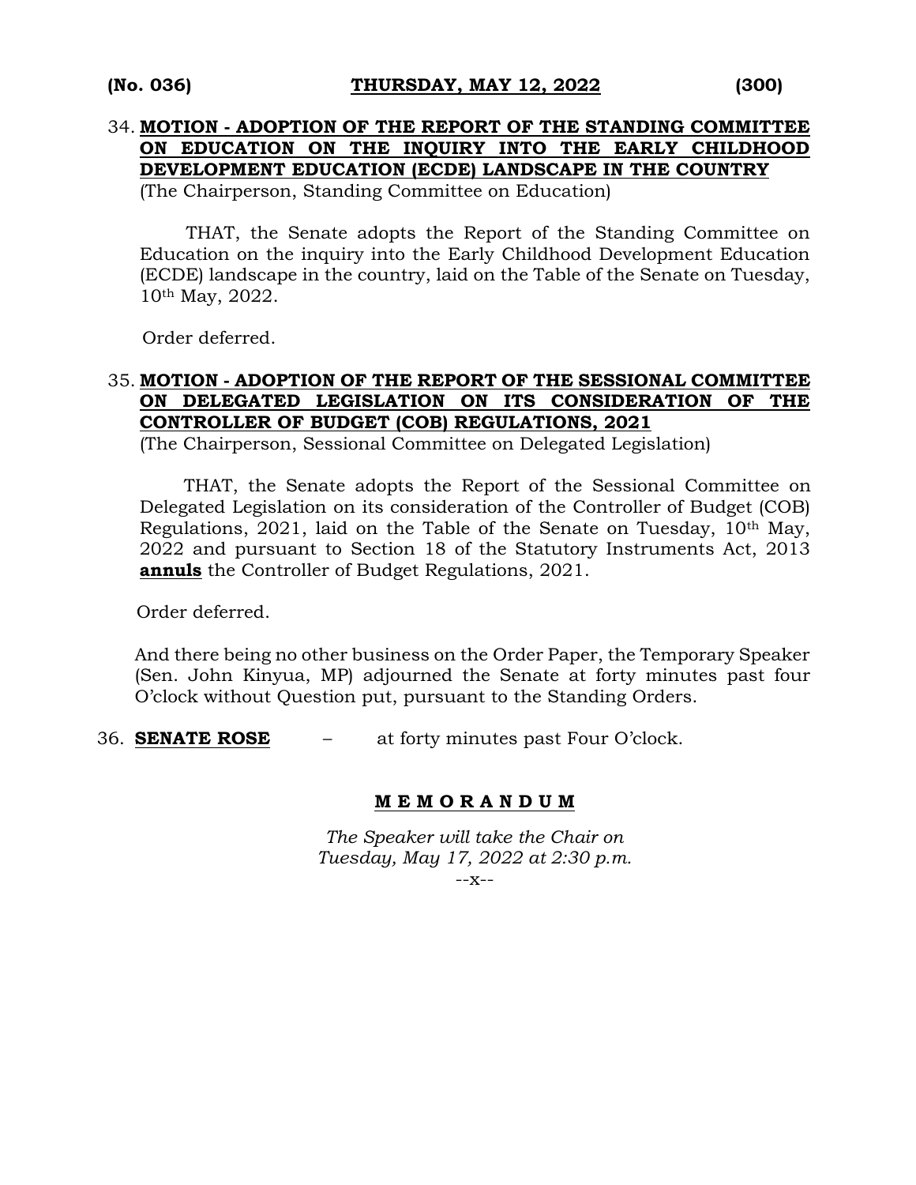34. **MOTION - ADOPTION OF THE REPORT OF THE STANDING COMMITTEE ON EDUCATION ON THE INQUIRY INTO THE EARLY CHILDHOOD DEVELOPMENT EDUCATION (ECDE) LANDSCAPE IN THE COUNTRY**
(The Chairperson, Standing Committee on Education)

THAT, the Senate adopts the Report of the Standing Committee on Education on the inquiry into the Early Childhood Development Education (ECDE) landscape in the country, laid on the Table of the Senate on Tuesday, 10th May, 2022.

Order deferred.

35. **MOTION - ADOPTION OF THE REPORT OF THE SESSIONAL COMMITTEE ON DELEGATED LEGISLATION ON ITS CONSIDERATION OF THE CONTROLLER OF BUDGET (COB) REGULATIONS, 2021**
(The Chairperson, Sessional Committee on Delegated Legislation)

THAT, the Senate adopts the Report of the Sessional Committee on Delegated Legislation on its consideration of the Controller of Budget (COB) Regulations, 2021, laid on the Table of the Senate on Tuesday, 10th May, 2022 and pursuant to Section 18 of the Statutory Instruments Act, 2013 **annuls** the Controller of Budget Regulations, 2021.

Order deferred.

And there being no other business on the Order Paper, the Temporary Speaker (Sen. John Kinyua, MP) adjourned the Senate at forty minutes past four O'clock without Question put, pursuant to the Standing Orders.

36. **SENATE ROSE** – at forty minutes past Four O'clock.

**M E M O R A N D U M**

*The Speaker will take the Chair on Tuesday, May 17, 2022 at 2:30 p.m.*

--x--